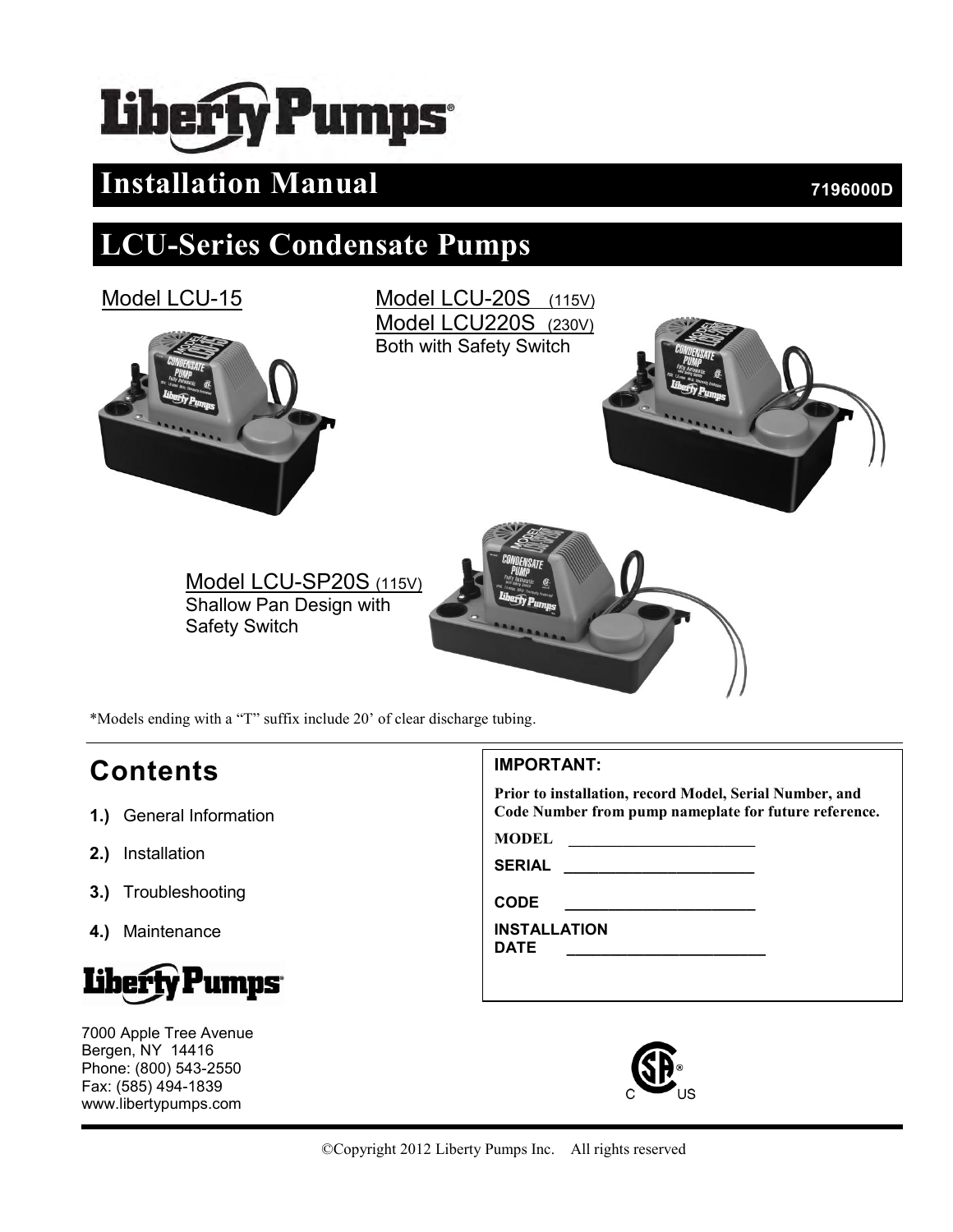# Liberty Pumps

## Installation Manual

7196000D

## LCU-Series Condensate Pumps

Model LCU-15

Model LCU-20S (115V)
Model LCU220S (230V)
Both with Safety Switch

Model LCU-SP20S (115V)
Shallow Pan Design with Safety Switch

*Models ending with a "T" suffix include 20' of clear discharge tubing.

## Contents

**1.)** General Information

**2.)** Installation

**3.)** Troubleshooting

**4.)** Maintenance

**IMPORTANT:**

**Prior to installation, record Model, Serial Number, and Code Number from pump nameplate for future reference.**

**MODEL** ____________________

**SERIAL** ____________________

**CODE** ____________________

**INSTALLATION DATE** ____________________

Liberty Pumps

7000 Apple Tree Avenue
Bergen, NY 14416
Phone: (800) 543-2550
Fax: (585) 494-1839
www.libertypumps.com

©Copyright 2012 Liberty Pumps Inc. All rights reserved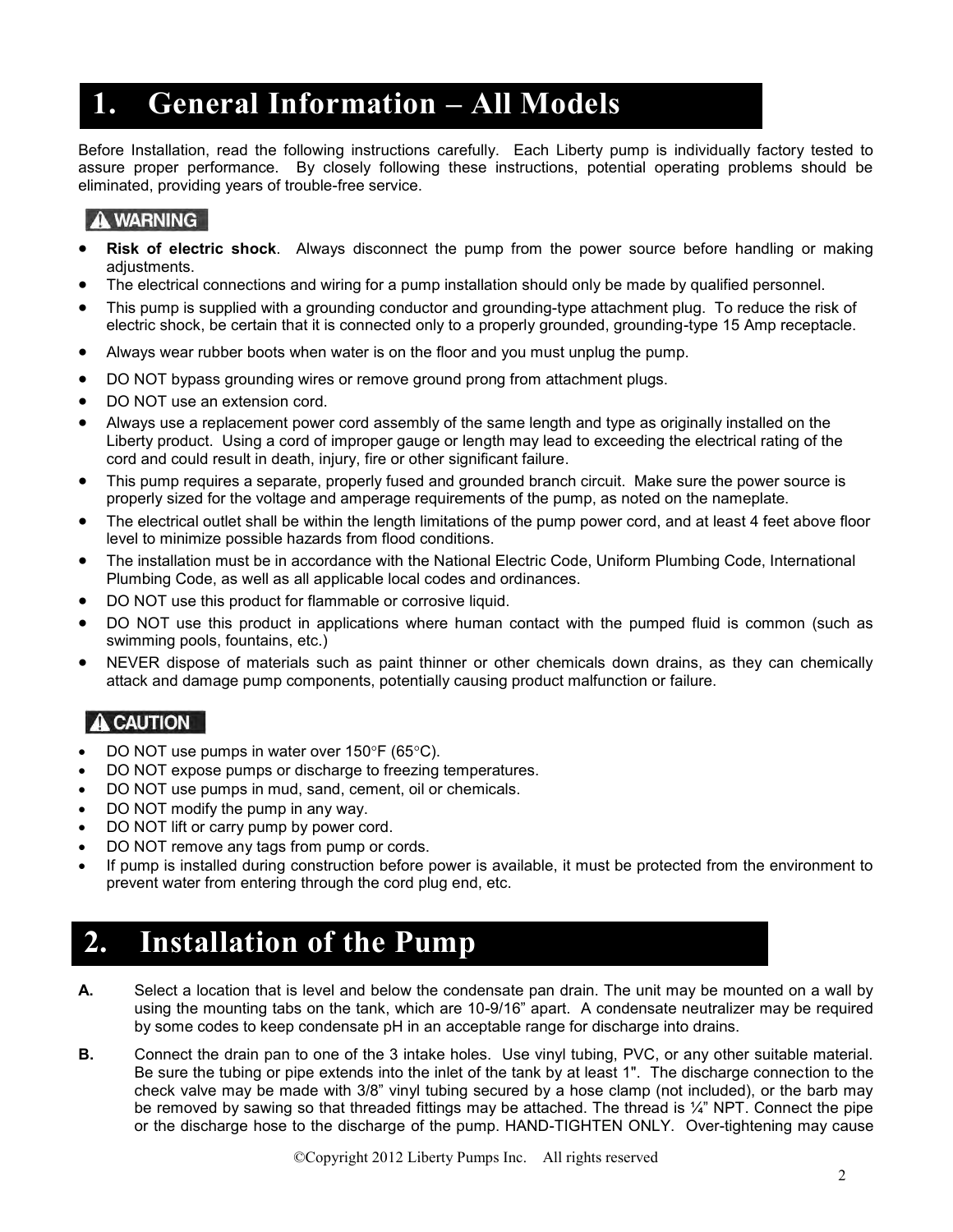# 1. General Information – All Models

Before Installation, read the following instructions carefully. Each Liberty pump is individually factory tested to assure proper performance. By closely following these instructions, potential operating problems should be eliminated, providing years of trouble-free service.

**⚠ WARNING**

- **Risk of electric shock**. Always disconnect the pump from the power source before handling or making adjustments.
- The electrical connections and wiring for a pump installation should only be made by qualified personnel.
- This pump is supplied with a grounding conductor and grounding-type attachment plug. To reduce the risk of electric shock, be certain that it is connected only to a properly grounded, grounding-type 15 Amp receptacle.
- Always wear rubber boots when water is on the floor and you must unplug the pump.
- DO NOT bypass grounding wires or remove ground prong from attachment plugs.
- DO NOT use an extension cord.
- Always use a replacement power cord assembly of the same length and type as originally installed on the Liberty product. Using a cord of improper gauge or length may lead to exceeding the electrical rating of the cord and could result in death, injury, fire or other significant failure.
- This pump requires a separate, properly fused and grounded branch circuit. Make sure the power source is properly sized for the voltage and amperage requirements of the pump, as noted on the nameplate.
- The electrical outlet shall be within the length limitations of the pump power cord, and at least 4 feet above floor level to minimize possible hazards from flood conditions.
- The installation must be in accordance with the National Electric Code, Uniform Plumbing Code, International Plumbing Code, as well as all applicable local codes and ordinances.
- DO NOT use this product for flammable or corrosive liquid.
- DO NOT use this product in applications where human contact with the pumped fluid is common (such as swimming pools, fountains, etc.)
- NEVER dispose of materials such as paint thinner or other chemicals down drains, as they can chemically attack and damage pump components, potentially causing product malfunction or failure.

**⚠ CAUTION**

- DO NOT use pumps in water over 150°F (65°C).
- DO NOT expose pumps or discharge to freezing temperatures.
- DO NOT use pumps in mud, sand, cement, oil or chemicals.
- DO NOT modify the pump in any way.
- DO NOT lift or carry pump by power cord.
- DO NOT remove any tags from pump or cords.
- If pump is installed during construction before power is available, it must be protected from the environment to prevent water from entering through the cord plug end, etc.

# 2. Installation of the Pump

**A.** Select a location that is level and below the condensate pan drain. The unit may be mounted on a wall by using the mounting tabs on the tank, which are 10-9/16" apart. A condensate neutralizer may be required by some codes to keep condensate pH in an acceptable range for discharge into drains.

**B.** Connect the drain pan to one of the 3 intake holes. Use vinyl tubing, PVC, or any other suitable material. Be sure the tubing or pipe extends into the inlet of the tank by at least 1". The discharge connection to the check valve may be made with 3/8" vinyl tubing secured by a hose clamp (not included), or the barb may be removed by sawing so that threaded fittings may be attached. The thread is ¼" NPT. Connect the pipe or the discharge hose to the discharge of the pump. HAND-TIGHTEN ONLY. Over-tightening may cause

©Copyright 2012 Liberty Pumps Inc. All rights reserved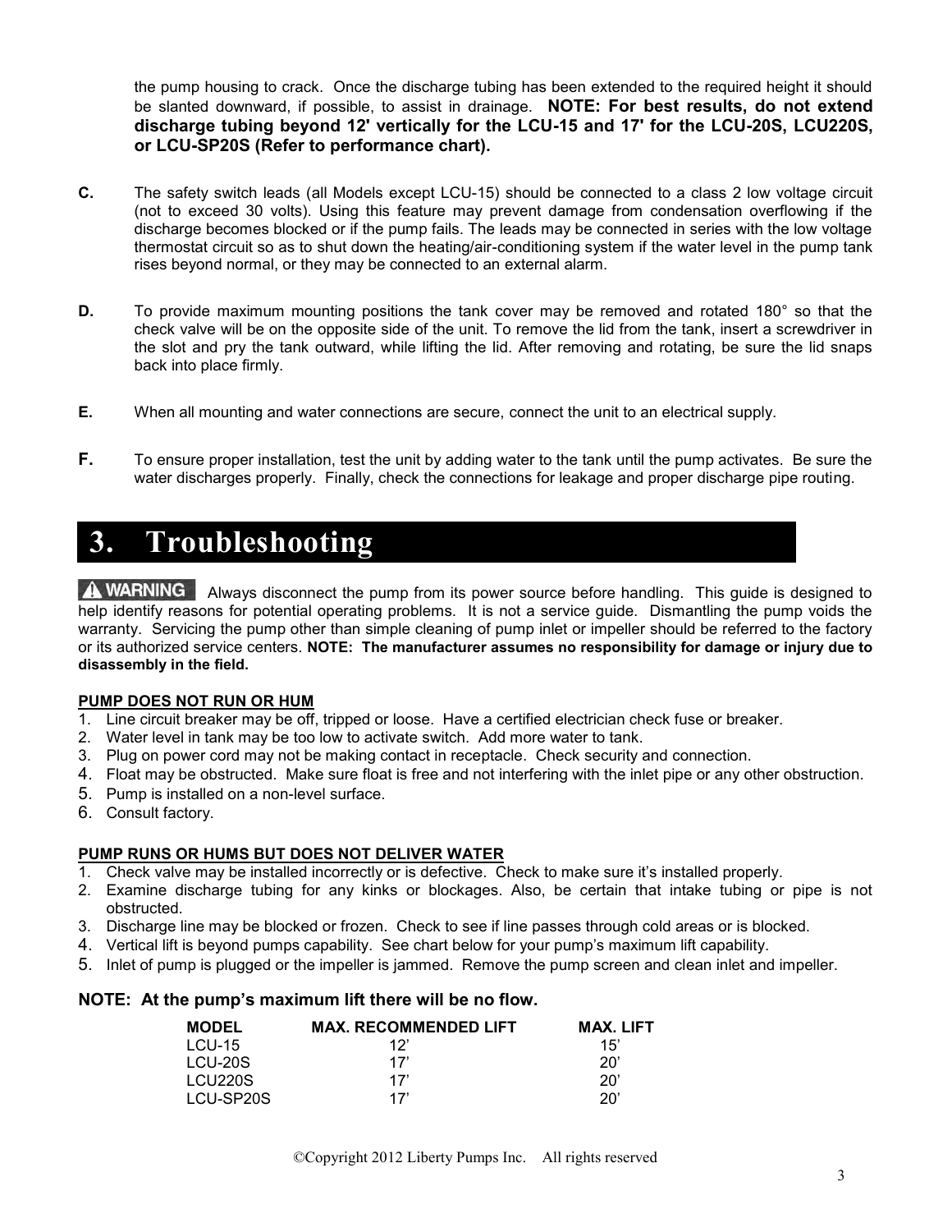the pump housing to crack. Once the discharge tubing has been extended to the required height it should be slanted downward, if possible, to assist in drainage. **NOTE: For best results, do not extend discharge tubing beyond 12' vertically for the LCU-15 and 17' for the LCU-20S, LCU220S, or LCU-SP20S (Refer to performance chart).**

**C.** The safety switch leads (all Models except LCU-15) should be connected to a class 2 low voltage circuit (not to exceed 30 volts). Using this feature may prevent damage from condensation overflowing if the discharge becomes blocked or if the pump fails. The leads may be connected in series with the low voltage thermostat circuit so as to shut down the heating/air-conditioning system if the water level in the pump tank rises beyond normal, or they may be connected to an external alarm.

**D.** To provide maximum mounting positions the tank cover may be removed and rotated 180° so that the check valve will be on the opposite side of the unit. To remove the lid from the tank, insert a screwdriver in the slot and pry the tank outward, while lifting the lid. After removing and rotating, be sure the lid snaps back into place firmly.

**E.** When all mounting and water connections are secure, connect the unit to an electrical supply.

**F.** To ensure proper installation, test the unit by adding water to the tank until the pump activates. Be sure the water discharges properly. Finally, check the connections for leakage and proper discharge pipe routing.

# 3. Troubleshooting

**⚠ WARNING** Always disconnect the pump from its power source before handling. This guide is designed to help identify reasons for potential operating problems. It is not a service guide. Dismantling the pump voids the warranty. Servicing the pump other than simple cleaning of pump inlet or impeller should be referred to the factory or its authorized service centers. **NOTE: The manufacturer assumes no responsibility for damage or injury due to disassembly in the field.**

**PUMP DOES NOT RUN OR HUM**

1. Line circuit breaker may be off, tripped or loose. Have a certified electrician check fuse or breaker.
2. Water level in tank may be too low to activate switch. Add more water to tank.
3. Plug on power cord may not be making contact in receptacle. Check security and connection.
4. Float may be obstructed. Make sure float is free and not interfering with the inlet pipe or any other obstruction.
5. Pump is installed on a non-level surface.
6. Consult factory.

**PUMP RUNS OR HUMS BUT DOES NOT DELIVER WATER**

1. Check valve may be installed incorrectly or is defective. Check to make sure it's installed properly.
2. Examine discharge tubing for any kinks or blockages. Also, be certain that intake tubing or pipe is not obstructed.
3. Discharge line may be blocked or frozen. Check to see if line passes through cold areas or is blocked.
4. Vertical lift is beyond pumps capability. See chart below for your pump's maximum lift capability.
5. Inlet of pump is plugged or the impeller is jammed. Remove the pump screen and clean inlet and impeller.

**NOTE: At the pump's maximum lift there will be no flow.**

| MODEL | MAX. RECOMMENDED LIFT | MAX. LIFT |
|---|---|---|
| LCU-15 | 12' | 15' |
| LCU-20S | 17' | 20' |
| LCU220S | 17' | 20' |
| LCU-SP20S | 17' | 20' |

©Copyright 2012 Liberty Pumps Inc. All rights reserved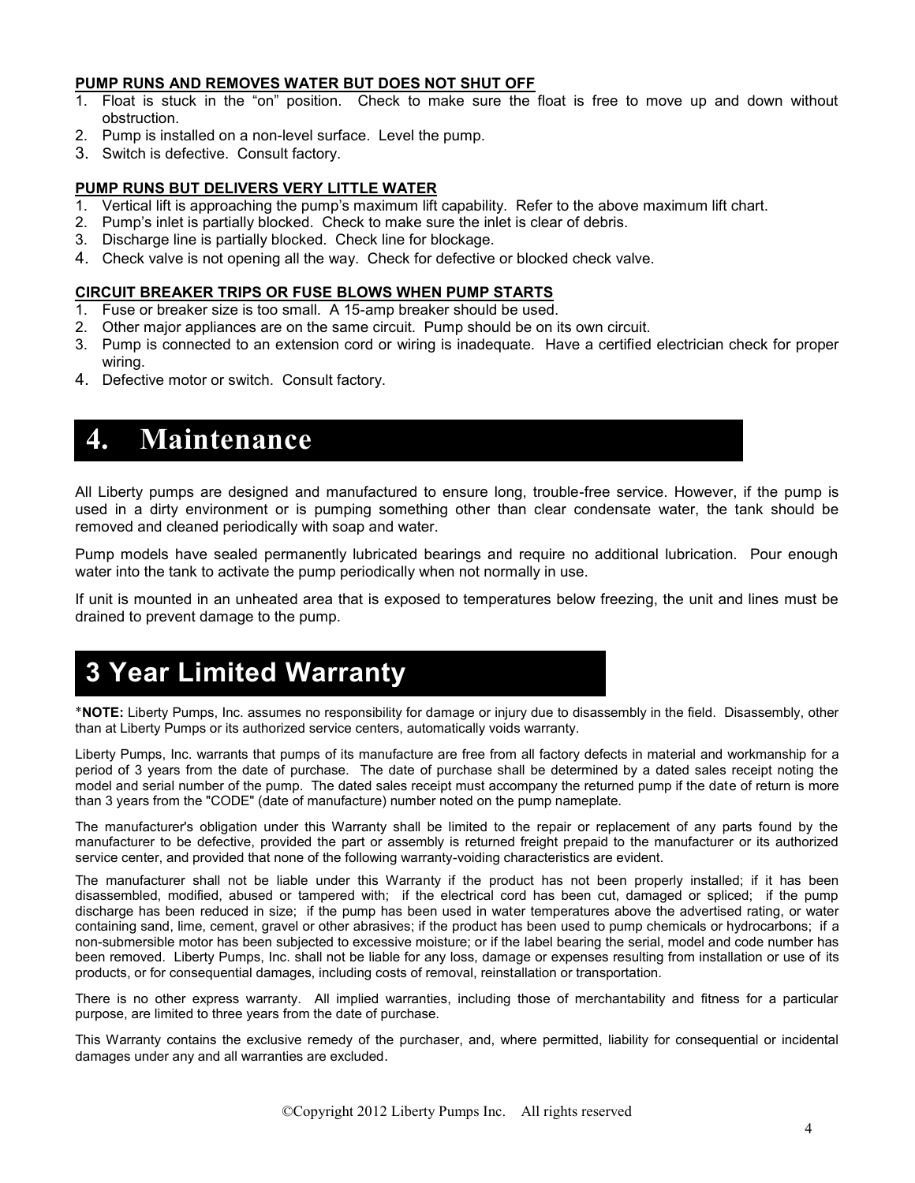**PUMP RUNS AND REMOVES WATER BUT DOES NOT SHUT OFF**

1. Float is stuck in the "on" position. Check to make sure the float is free to move up and down without obstruction.
2. Pump is installed on a non-level surface. Level the pump.
3. Switch is defective. Consult factory.

**PUMP RUNS BUT DELIVERS VERY LITTLE WATER**

1. Vertical lift is approaching the pump's maximum lift capability. Refer to the above maximum lift chart.
2. Pump's inlet is partially blocked. Check to make sure the inlet is clear of debris.
3. Discharge line is partially blocked. Check line for blockage.
4. Check valve is not opening all the way. Check for defective or blocked check valve.

**CIRCUIT BREAKER TRIPS OR FUSE BLOWS WHEN PUMP STARTS**

1. Fuse or breaker size is too small. A 15-amp breaker should be used.
2. Other major appliances are on the same circuit. Pump should be on its own circuit.
3. Pump is connected to an extension cord or wiring is inadequate. Have a certified electrician check for proper wiring.
4. Defective motor or switch. Consult factory.

# 4. Maintenance

All Liberty pumps are designed and manufactured to ensure long, trouble-free service. However, if the pump is used in a dirty environment or is pumping something other than clear condensate water, the tank should be removed and cleaned periodically with soap and water.

Pump models have sealed permanently lubricated bearings and require no additional lubrication. Pour enough water into the tank to activate the pump periodically when not normally in use.

If unit is mounted in an unheated area that is exposed to temperatures below freezing, the unit and lines must be drained to prevent damage to the pump.

# 3 Year Limited Warranty

*__NOTE:__ Liberty Pumps, Inc. assumes no responsibility for damage or injury due to disassembly in the field. Disassembly, other than at Liberty Pumps or its authorized service centers, automatically voids warranty.

Liberty Pumps, Inc. warrants that pumps of its manufacture are free from all factory defects in material and workmanship for a period of 3 years from the date of purchase. The date of purchase shall be determined by a dated sales receipt noting the model and serial number of the pump. The dated sales receipt must accompany the returned pump if the date of return is more than 3 years from the "CODE" (date of manufacture) number noted on the pump nameplate.

The manufacturer's obligation under this Warranty shall be limited to the repair or replacement of any parts found by the manufacturer to be defective, provided the part or assembly is returned freight prepaid to the manufacturer or its authorized service center, and provided that none of the following warranty-voiding characteristics are evident.

The manufacturer shall not be liable under this Warranty if the product has not been properly installed; if it has been disassembled, modified, abused or tampered with; if the electrical cord has been cut, damaged or spliced; if the pump discharge has been reduced in size; if the pump has been used in water temperatures above the advertised rating, or water containing sand, lime, cement, gravel or other abrasives; if the product has been used to pump chemicals or hydrocarbons; if a non-submersible motor has been subjected to excessive moisture; or if the label bearing the serial, model and code number has been removed. Liberty Pumps, Inc. shall not be liable for any loss, damage or expenses resulting from installation or use of its products, or for consequential damages, including costs of removal, reinstallation or transportation.

There is no other express warranty. All implied warranties, including those of merchantability and fitness for a particular purpose, are limited to three years from the date of purchase.

This Warranty contains the exclusive remedy of the purchaser, and, where permitted, liability for consequential or incidental damages under any and all warranties are excluded.

©Copyright 2012 Liberty Pumps Inc. All rights reserved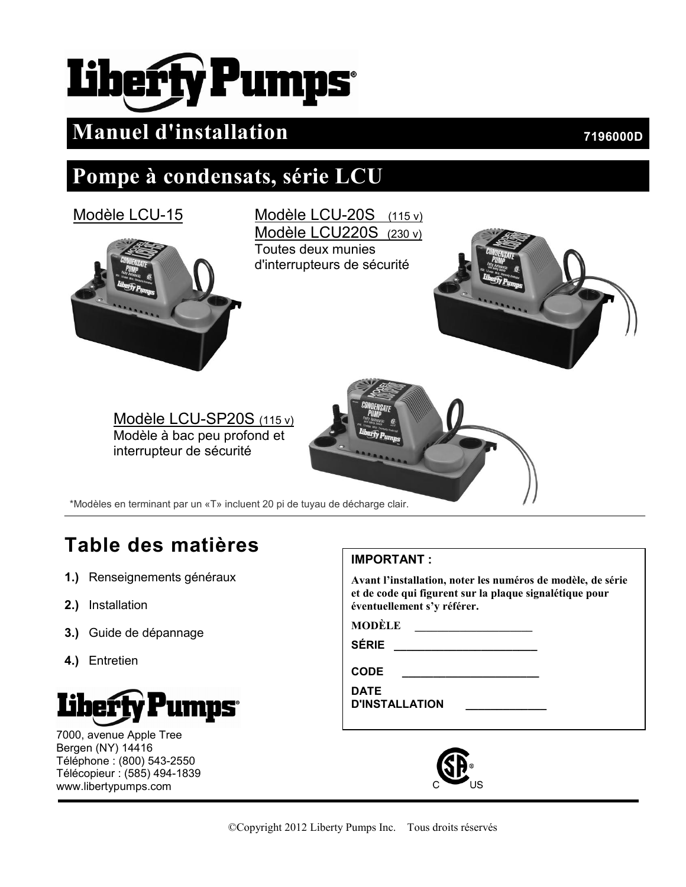# Liberty Pumps

## Manuel d'installation

7196000D

## Pompe à condensats, série LCU

Modèle LCU-15

Modèle LCU-20S (115 v)
Modèle LCU220S (230 v)
Toutes deux munies d'interrupteurs de sécurité

Modèle LCU-SP20S (115 v)
Modèle à bac peu profond et interrupteur de sécurité

*Modèles en terminant par un «T» incluent 20 pi de tuyau de décharge clair.

## Table des matières

1.) Renseignements généraux

2.) Installation

3.) Guide de dépannage

4.) Entretien

**IMPORTANT :**

**Avant l'installation, noter les numéros de modèle, de série et de code qui figurent sur la plaque signalétique pour éventuellement s'y référer.**

**MODÈLE** ____________________

**SÉRIE** ________________________

**CODE** ______________________

**DATE D'INSTALLATION** _____________

Liberty Pumps

7000, avenue Apple Tree
Bergen (NY) 14416
Téléphone : (800) 543-2550
Télécopieur : (585) 494-1839
www.libertypumps.com

©Copyright 2012 Liberty Pumps Inc. Tous droits réservés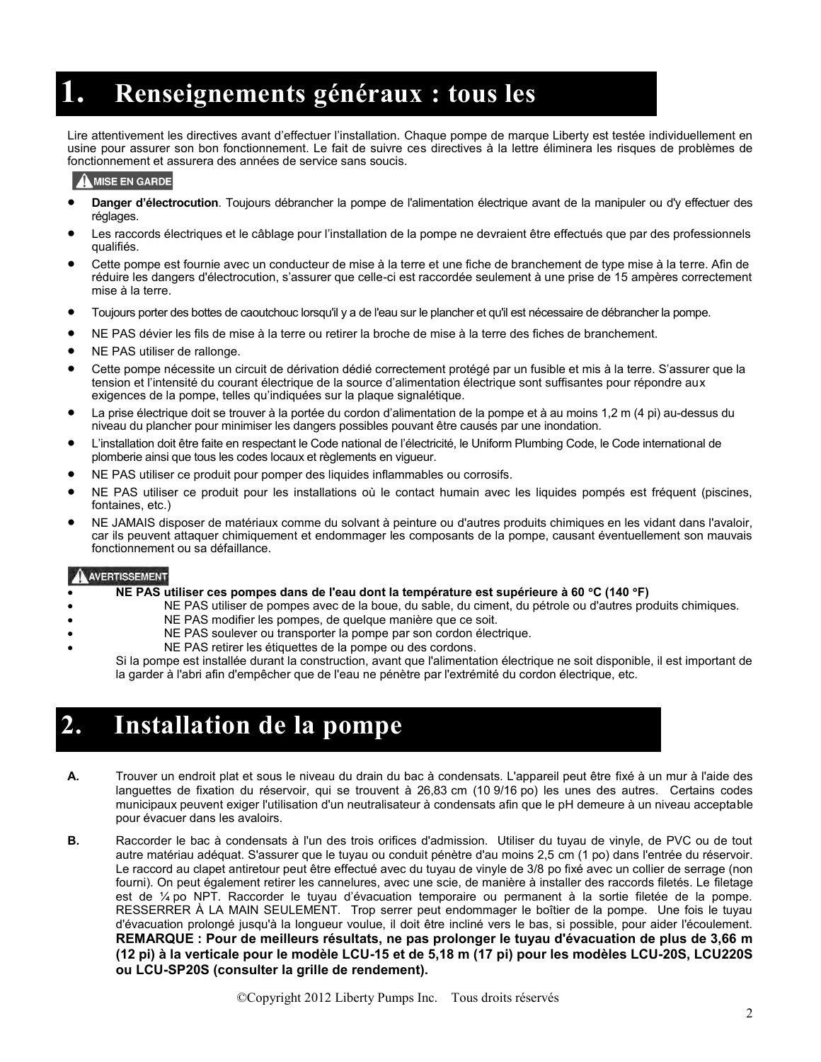# 1. Renseignements généraux : tous les

Lire attentivement les directives avant d'effectuer l'installation. Chaque pompe de marque Liberty est testée individuellement en usine pour assurer son bon fonctionnement. Le fait de suivre ces directives à la lettre éliminera les risques de problèmes de fonctionnement et assurera des années de service sans soucis.

**⚠ MISE EN GARDE**

- **Danger d'électrocution**. Toujours débrancher la pompe de l'alimentation électrique avant de la manipuler ou d'y effectuer des réglages.
- Les raccords électriques et le câblage pour l'installation de la pompe ne devraient être effectués que par des professionnels qualifiés.
- Cette pompe est fournie avec un conducteur de mise à la terre et une fiche de branchement de type mise à la terre. Afin de réduire les dangers d'électrocution, s'assurer que celle-ci est raccordée seulement à une prise de 15 ampères correctement mise à la terre.
- Toujours porter des bottes de caoutchouc lorsqu'il y a de l'eau sur le plancher et qu'il est nécessaire de débrancher la pompe.
- NE PAS dévier les fils de mise à la terre ou retirer la broche de mise à la terre des fiches de branchement.
- NE PAS utiliser de rallonge.
- Cette pompe nécessite un circuit de dérivation dédié correctement protégé par un fusible et mis à la terre. S'assurer que la tension et l'intensité du courant électrique de la source d'alimentation électrique sont suffisantes pour répondre aux exigences de la pompe, telles qu'indiquées sur la plaque signalétique.
- La prise électrique doit se trouver à la portée du cordon d'alimentation de la pompe et à au moins 1,2 m (4 pi) au-dessus du niveau du plancher pour minimiser les dangers possibles pouvant être causés par une inondation.
- L'installation doit être faite en respectant le Code national de l'électricité, le Uniform Plumbing Code, le Code international de plomberie ainsi que tous les codes locaux et règlements en vigueur.
- NE PAS utiliser ce produit pour pomper des liquides inflammables ou corrosifs.
- NE PAS utiliser ce produit pour les installations où le contact humain avec les liquides pompés est fréquent (piscines, fontaines, etc.)
- NE JAMAIS disposer de matériaux comme du solvant à peinture ou d'autres produits chimiques en les vidant dans l'avaloir, car ils peuvent attaquer chimiquement et endommager les composants de la pompe, causant éventuellement son mauvais fonctionnement ou sa défaillance.

**⚠ AVERTISSEMENT**

- **NE PAS utiliser ces pompes dans de l'eau dont la température est supérieure à 60 °C (140 °F)**
- NE PAS utiliser de pompes avec de la boue, du sable, du ciment, du pétrole ou d'autres produits chimiques.
- NE PAS modifier les pompes, de quelque manière que ce soit.
- NE PAS soulever ou transporter la pompe par son cordon électrique.
- NE PAS retirer les étiquettes de la pompe ou des cordons.

Si la pompe est installée durant la construction, avant que l'alimentation électrique ne soit disponible, il est important de la garder à l'abri afin d'empêcher que de l'eau ne pénètre par l'extrémité du cordon électrique, etc.

# 2. Installation de la pompe

**A.** Trouver un endroit plat et sous le niveau du drain du bac à condensats. L'appareil peut être fixé à un mur à l'aide des languettes de fixation du réservoir, qui se trouvent à 26,83 cm (10 9/16 po) les unes des autres. Certains codes municipaux peuvent exiger l'utilisation d'un neutralisateur à condensats afin que le pH demeure à un niveau acceptable pour évacuer dans les avaloirs.

**B.** Raccorder le bac à condensats à l'un des trois orifices d'admission. Utiliser du tuyau de vinyle, de PVC ou de tout autre matériau adéquat. S'assurer que le tuyau ou conduit pénètre d'au moins 2,5 cm (1 po) dans l'entrée du réservoir. Le raccord au clapet antiretour peut être effectué avec du tuyau de vinyle de 3/8 po fixé avec un collier de serrage (non fourni). On peut également retirer les cannelures, avec une scie, de manière à installer des raccords filetés. Le filetage est de ¼ po NPT. Raccorder le tuyau d'évacuation temporaire ou permanent à la sortie filetée de la pompe. RESSERRER À LA MAIN SEULEMENT. Trop serrer peut endommager le boîtier de la pompe. Une fois le tuyau d'évacuation prolongé jusqu'à la longueur voulue, il doit être incliné vers le bas, si possible, pour aider l'écoulement. **REMARQUE : Pour de meilleurs résultats, ne pas prolonger le tuyau d'évacuation de plus de 3,66 m (12 pi) à la verticale pour le modèle LCU-15 et de 5,18 m (17 pi) pour les modèles LCU-20S, LCU220S ou LCU-SP20S (consulter la grille de rendement).**

©Copyright 2012 Liberty Pumps Inc. Tous droits réservés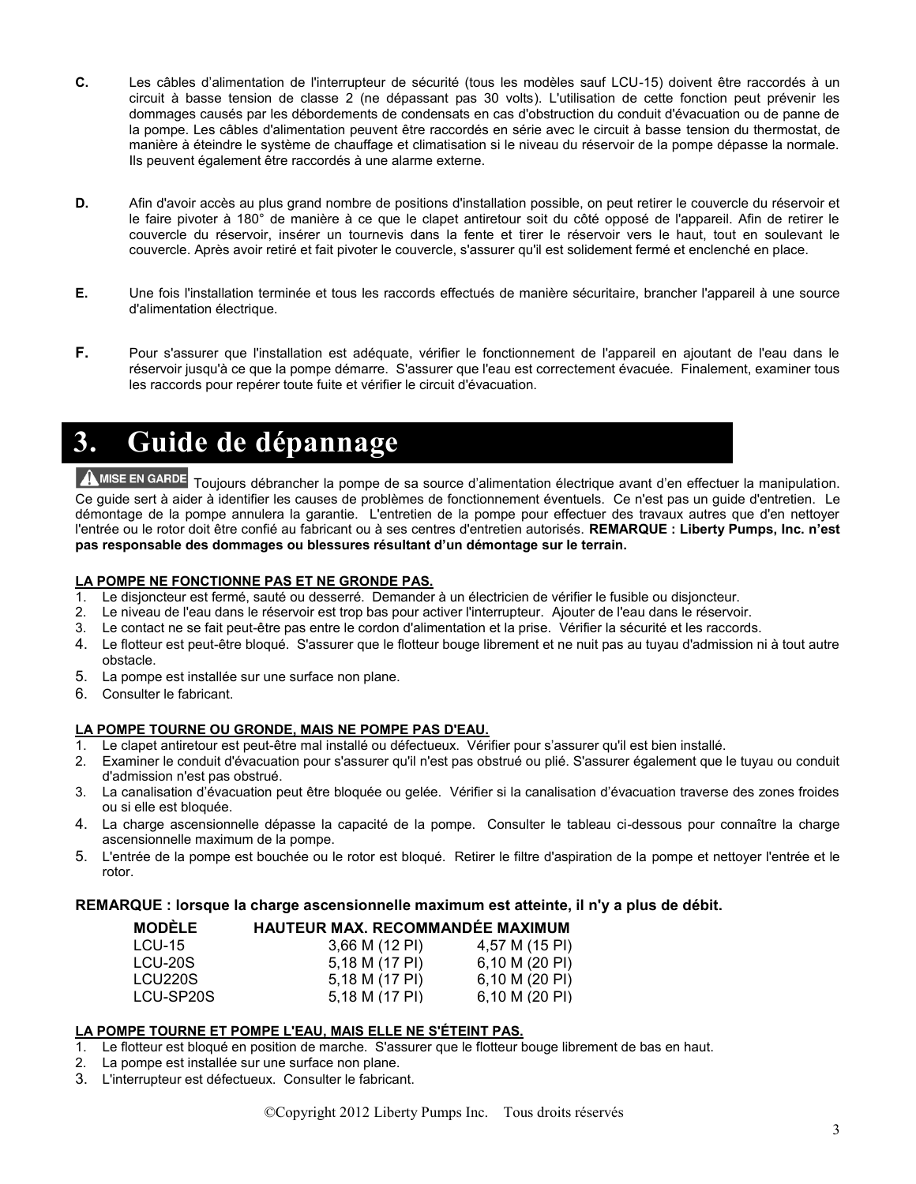**C.** Les câbles d'alimentation de l'interrupteur de sécurité (tous les modèles sauf LCU-15) doivent être raccordés à un circuit à basse tension de classe 2 (ne dépassant pas 30 volts). L'utilisation de cette fonction peut prévenir les dommages causés par les débordements de condensats en cas d'obstruction du conduit d'évacuation ou de panne de la pompe. Les câbles d'alimentation peuvent être raccordés en série avec le circuit à basse tension du thermostat, de manière à éteindre le système de chauffage et climatisation si le niveau du réservoir de la pompe dépasse la normale. Ils peuvent également être raccordés à une alarme externe.

**D.** Afin d'avoir accès au plus grand nombre de positions d'installation possible, on peut retirer le couvercle du réservoir et le faire pivoter à 180° de manière à ce que le clapet antiretour soit du côté opposé de l'appareil. Afin de retirer le couvercle du réservoir, insérer un tournevis dans la fente et tirer le réservoir vers le haut, tout en soulevant le couvercle. Après avoir retiré et fait pivoter le couvercle, s'assurer qu'il est solidement fermé et enclenché en place.

**E.** Une fois l'installation terminée et tous les raccords effectués de manière sécuritaire, brancher l'appareil à une source d'alimentation électrique.

**F.** Pour s'assurer que l'installation est adéquate, vérifier le fonctionnement de l'appareil en ajoutant de l'eau dans le réservoir jusqu'à ce que la pompe démarre. S'assurer que l'eau est correctement évacuée. Finalement, examiner tous les raccords pour repérer toute fuite et vérifier le circuit d'évacuation.

# 3. Guide de dépannage

**⚠ MISE EN GARDE** Toujours débrancher la pompe de sa source d'alimentation électrique avant d'en effectuer la manipulation. Ce guide sert à aider à identifier les causes de problèmes de fonctionnement éventuels. Ce n'est pas un guide d'entretien. Le démontage de la pompe annulera la garantie. L'entretien de la pompe pour effectuer des travaux autres que d'en nettoyer l'entrée ou le rotor doit être confié au fabricant ou à ses centres d'entretien autorisés. **REMARQUE : Liberty Pumps, Inc. n'est pas responsable des dommages ou blessures résultant d'un démontage sur le terrain.**

**LA POMPE NE FONCTIONNE PAS ET NE GRONDE PAS.**

1. Le disjoncteur est fermé, sauté ou desserré. Demander à un électricien de vérifier le fusible ou disjoncteur.
2. Le niveau de l'eau dans le réservoir est trop bas pour activer l'interrupteur. Ajouter de l'eau dans le réservoir.
3. Le contact ne se fait peut-être pas entre le cordon d'alimentation et la prise. Vérifier la sécurité et les raccords.
4. Le flotteur est peut-être bloqué. S'assurer que le flotteur bouge librement et ne nuit pas au tuyau d'admission ni à tout autre obstacle.
5. La pompe est installée sur une surface non plane.
6. Consulter le fabricant.

**LA POMPE TOURNE OU GRONDE, MAIS NE POMPE PAS D'EAU.**

1. Le clapet antiretour est peut-être mal installé ou défectueux. Vérifier pour s'assurer qu'il est bien installé.
2. Examiner le conduit d'évacuation pour s'assurer qu'il n'est pas obstrué ou plié. S'assurer également que le tuyau ou conduit d'admission n'est pas obstrué.
3. La canalisation d'évacuation peut être bloquée ou gelée. Vérifier si la canalisation d'évacuation traverse des zones froides ou si elle est bloquée.
4. La charge ascensionnelle dépasse la capacité de la pompe. Consulter le tableau ci-dessous pour connaître la charge ascensionnelle maximum de la pompe.
5. L'entrée de la pompe est bouchée ou le rotor est bloqué. Retirer le filtre d'aspiration de la pompe et nettoyer l'entrée et le rotor.

**REMARQUE : lorsque la charge ascensionnelle maximum est atteinte, il n'y a plus de débit.**

| MODÈLE | HAUTEUR MAX. RECOMMANDÉE | MAXIMUM |
|---|---|---|
| LCU-15 | 3,66 M (12 PI) | 4,57 M (15 PI) |
| LCU-20S | 5,18 M (17 PI) | 6,10 M (20 PI) |
| LCU220S | 5,18 M (17 PI) | 6,10 M (20 PI) |
| LCU-SP20S | 5,18 M (17 PI) | 6,10 M (20 PI) |

**LA POMPE TOURNE ET POMPE L'EAU, MAIS ELLE NE S'ÉTEINT PAS.**

1. Le flotteur est bloqué en position de marche. S'assurer que le flotteur bouge librement de bas en haut.
2. La pompe est installée sur une surface non plane.
3. L'interrupteur est défectueux. Consulter le fabricant.

©Copyright 2012 Liberty Pumps Inc. Tous droits réservés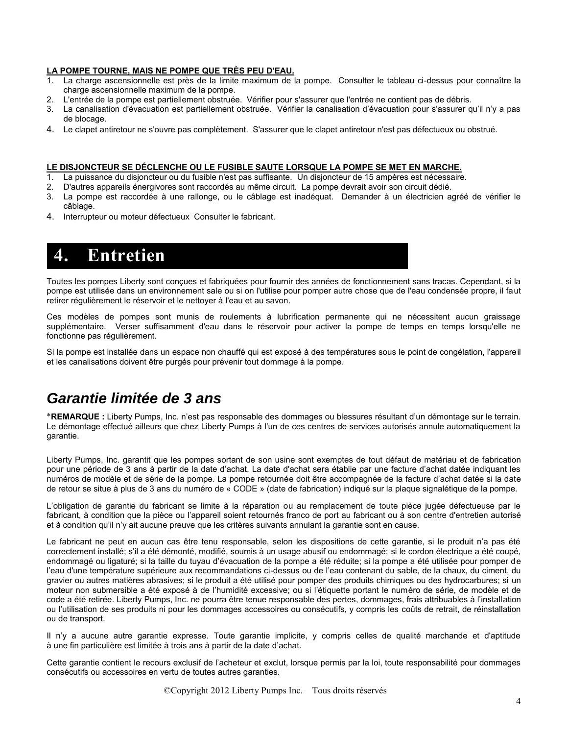**LA POMPE TOURNE, MAIS NE POMPE QUE TRÈS PEU D'EAU.**

1. La charge ascensionnelle est près de la limite maximum de la pompe. Consulter le tableau ci-dessus pour connaître la charge ascensionnelle maximum de la pompe.
2. L'entrée de la pompe est partiellement obstruée. Vérifier pour s'assurer que l'entrée ne contient pas de débris.
3. La canalisation d'évacuation est partiellement obstruée. Vérifier la canalisation d'évacuation pour s'assurer qu'il n'y a pas de blocage.
4. Le clapet antiretour ne s'ouvre pas complètement. S'assurer que le clapet antiretour n'est pas défectueux ou obstrué.

**LE DISJONCTEUR SE DÉCLENCHE OU LE FUSIBLE SAUTE LORSQUE LA POMPE SE MET EN MARCHE.**

1. La puissance du disjoncteur ou du fusible n'est pas suffisante. Un disjoncteur de 15 ampères est nécessaire.
2. D'autres appareils énergivores sont raccordés au même circuit. La pompe devrait avoir son circuit dédié.
3. La pompe est raccordée à une rallonge, ou le câblage est inadéquat. Demander à un électricien agréé de vérifier le câblage.
4. Interrupteur ou moteur défectueux Consulter le fabricant.

# 4. Entretien

Toutes les pompes Liberty sont conçues et fabriquées pour fournir des années de fonctionnement sans tracas. Cependant, si la pompe est utilisée dans un environnement sale ou si on l'utilise pour pomper autre chose que de l'eau condensée propre, il faut retirer régulièrement le réservoir et le nettoyer à l'eau et au savon.

Ces modèles de pompes sont munis de roulements à lubrification permanente qui ne nécessitent aucun graissage supplémentaire. Verser suffisamment d'eau dans le réservoir pour activer la pompe de temps en temps lorsqu'elle ne fonctionne pas régulièrement.

Si la pompe est installée dans un espace non chauffé qui est exposé à des températures sous le point de congélation, l'appareil et les canalisations doivent être purgés pour prévenir tout dommage à la pompe.

## *Garantie limitée de 3 ans*

\***REMARQUE :** Liberty Pumps, Inc. n'est pas responsable des dommages ou blessures résultant d'un démontage sur le terrain. Le démontage effectué ailleurs que chez Liberty Pumps à l'un de ces centres de services autorisés annule automatiquement la garantie.

Liberty Pumps, Inc. garantit que les pompes sortant de son usine sont exemptes de tout défaut de matériau et de fabrication pour une période de 3 ans à partir de la date d'achat. La date d'achat sera établie par une facture d'achat datée indiquant les numéros de modèle et de série de la pompe. La pompe retournée doit être accompagnée de la facture d'achat datée si la date de retour se situe à plus de 3 ans du numéro de « CODE » (date de fabrication) indiqué sur la plaque signalétique de la pompe.

L'obligation de garantie du fabricant se limite à la réparation ou au remplacement de toute pièce jugée défectueuse par le fabricant, à condition que la pièce ou l'appareil soient retournés franco de port au fabricant ou à son centre d'entretien autorisé et à condition qu'il n'y ait aucune preuve que les critères suivants annulant la garantie sont en cause.

Le fabricant ne peut en aucun cas être tenu responsable, selon les dispositions de cette garantie, si le produit n'a pas été correctement installé; s'il a été démonté, modifié, soumis à un usage abusif ou endommagé; si le cordon électrique a été coupé, endommagé ou ligaturé; si la taille du tuyau d'évacuation de la pompe a été réduite; si la pompe a été utilisée pour pomper de l'eau d'une température supérieure aux recommandations ci-dessus ou de l'eau contenant du sable, de la chaux, du ciment, du gravier ou autres matières abrasives; si le produit a été utilisé pour pomper des produits chimiques ou des hydrocarbures; si un moteur non submersible a été exposé à de l'humidité excessive; ou si l'étiquette portant le numéro de série, de modèle et de code a été retirée. Liberty Pumps, Inc. ne pourra être tenue responsable des pertes, dommages, frais attribuables à l'installation ou l'utilisation de ses produits ni pour les dommages accessoires ou consécutifs, y compris les coûts de retrait, de réinstallation ou de transport.

Il n'y a aucune autre garantie expresse. Toute garantie implicite, y compris celles de qualité marchande et d'aptitude à une fin particulière est limitée à trois ans à partir de la date d'achat.

Cette garantie contient le recours exclusif de l'acheteur et exclut, lorsque permis par la loi, toute responsabilité pour dommages consécutifs ou accessoires en vertu de toutes autres garanties.

©Copyright 2012 Liberty Pumps Inc. Tous droits réservés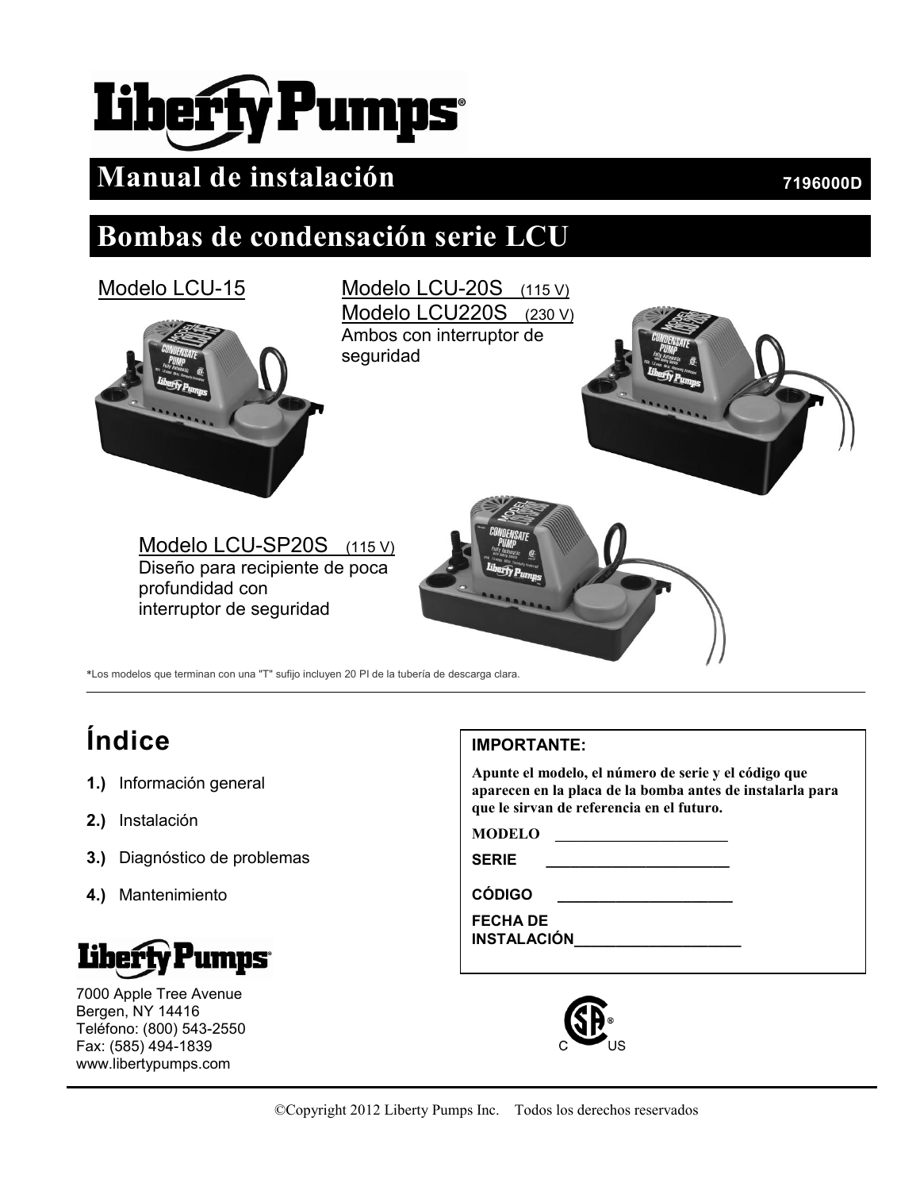# Liberty Pumps

## Manual de instalación

7196000D

## Bombas de condensación serie LCU

Modelo LCU-15

Modelo LCU-20S (115 V)
Modelo LCU220S (230 V)
Ambos con interruptor de seguridad

Modelo LCU-SP20S (115 V)
Diseño para recipiente de poca profundidad con interruptor de seguridad

*Los modelos que terminan con una "T" sufijo incluyen 20 PI de la tubería de descarga clara.

# Índice

**1.)** Información general

**2.)** Instalación

**3.)** Diagnóstico de problemas

**4.)** Mantenimiento

**IMPORTANTE:**

**Apunte el modelo, el número de serie y el código que aparecen en la placa de la bomba antes de instalarla para que le sirvan de referencia en el futuro.**

**MODELO** ______________________

**SERIE** ______________________

**CÓDIGO** ______________________

**FECHA DE INSTALACIÓN**____________________

Liberty Pumps
7000 Apple Tree Avenue
Bergen, NY 14416
Teléfono: (800) 543-2550
Fax: (585) 494-1839
www.libertypumps.com

©Copyright 2012 Liberty Pumps Inc. Todos los derechos reservados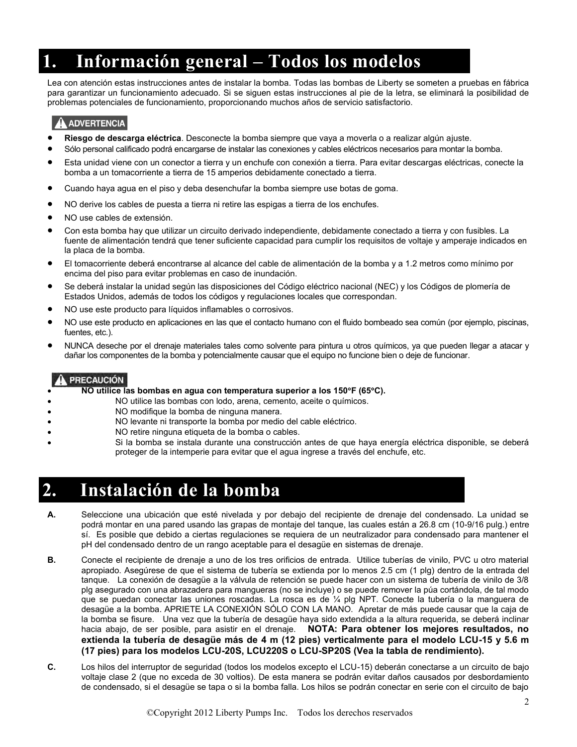# 1. Información general – Todos los modelos

Lea con atención estas instrucciones antes de instalar la bomba. Todas las bombas de Liberty se someten a pruebas en fábrica para garantizar un funcionamiento adecuado. Si se siguen estas instrucciones al pie de la letra, se eliminará la posibilidad de problemas potenciales de funcionamiento, proporcionando muchos años de servicio satisfactorio.

**⚠ ADVERTENCIA**

- **Riesgo de descarga eléctrica**. Desconecte la bomba siempre que vaya a moverla o a realizar algún ajuste.
- Sólo personal calificado podrá encargarse de instalar las conexiones y cables eléctricos necesarios para montar la bomba.
- Esta unidad viene con un conector a tierra y un enchufe con conexión a tierra. Para evitar descargas eléctricas, conecte la bomba a un tomacorriente a tierra de 15 amperios debidamente conectado a tierra.
- Cuando haya agua en el piso y deba desenchufar la bomba siempre use botas de goma.
- NO derive los cables de puesta a tierra ni retire las espigas a tierra de los enchufes.
- NO use cables de extensión.
- Con esta bomba hay que utilizar un circuito derivado independiente, debidamente conectado a tierra y con fusibles. La fuente de alimentación tendrá que tener suficiente capacidad para cumplir los requisitos de voltaje y amperaje indicados en la placa de la bomba.
- El tomacorriente deberá encontrarse al alcance del cable de alimentación de la bomba y a 1.2 metros como mínimo por encima del piso para evitar problemas en caso de inundación.
- Se deberá instalar la unidad según las disposiciones del Código eléctrico nacional (NEC) y los Códigos de plomería de Estados Unidos, además de todos los códigos y regulaciones locales que correspondan.
- NO use este producto para líquidos inflamables o corrosivos.
- NO use este producto en aplicaciones en las que el contacto humano con el fluido bombeado sea común (por ejemplo, piscinas, fuentes, etc.).
- NUNCA deseche por el drenaje materiales tales como solvente para pintura u otros químicos, ya que pueden llegar a atacar y dañar los componentes de la bomba y potencialmente causar que el equipo no funcione bien o deje de funcionar.

**⚠ PRECAUCIÓN**

- **NO utilice las bombas en agua con temperatura superior a los 150°F (65°C).**
- NO utilice las bombas con lodo, arena, cemento, aceite o químicos.
- NO modifique la bomba de ninguna manera.
- NO levante ni transporte la bomba por medio del cable eléctrico.
- NO retire ninguna etiqueta de la bomba o cables.
- Si la bomba se instala durante una construcción antes de que haya energía eléctrica disponible, se deberá proteger de la intemperie para evitar que el agua ingrese a través del enchufe, etc.

# 2. Instalación de la bomba

**A.** Seleccione una ubicación que esté nivelada y por debajo del recipiente de drenaje del condensado. La unidad se podrá montar en una pared usando las grapas de montaje del tanque, las cuales están a 26.8 cm (10-9/16 pulg.) entre sí. Es posible que debido a ciertas regulaciones se requiera de un neutralizador para condensado para mantener el pH del condensado dentro de un rango aceptable para el desagüe en sistemas de drenaje.

**B.** Conecte el recipiente de drenaje a uno de los tres orificios de entrada. Utilice tuberías de vinilo, PVC u otro material apropiado. Asegúrese de que el sistema de tubería se extienda por lo menos 2.5 cm (1 plg) dentro de la entrada del tanque. La conexión de desagüe a la válvula de retención se puede hacer con un sistema de tubería de vinilo de 3/8 plg asegurado con una abrazadera para mangueras (no se incluye) o se puede remover la púa cortándola, de tal modo que se puedan conectar las uniones roscadas. La rosca es de ¼ plg NPT. Conecte la tubería o la manguera de desagüe a la bomba. APRIETE LA CONEXIÓN SÓLO CON LA MANO. Apretar de más puede causar que la caja de la bomba se fisure. Una vez que la tubería de desagüe haya sido extendida a la altura requerida, se deberá inclinar hacia abajo, de ser posible, para asistir en el drenaje. **NOTA: Para obtener los mejores resultados, no extienda la tubería de desagüe más de 4 m (12 pies) verticalmente para el modelo LCU-15 y 5.6 m (17 pies) para los modelos LCU-20S, LCU220S o LCU-SP20S (Vea la tabla de rendimiento).**

**C.** Los hilos del interruptor de seguridad (todos los modelos excepto el LCU-15) deberán conectarse a un circuito de bajo voltaje clase 2 (que no exceda de 30 voltios). De esta manera se podrán evitar daños causados por desbordamiento de condensado, si el desagüe se tapa o si la bomba falla. Los hilos se podrán conectar en serie con el circuito de bajo

©Copyright 2012 Liberty Pumps Inc. Todos los derechos reservados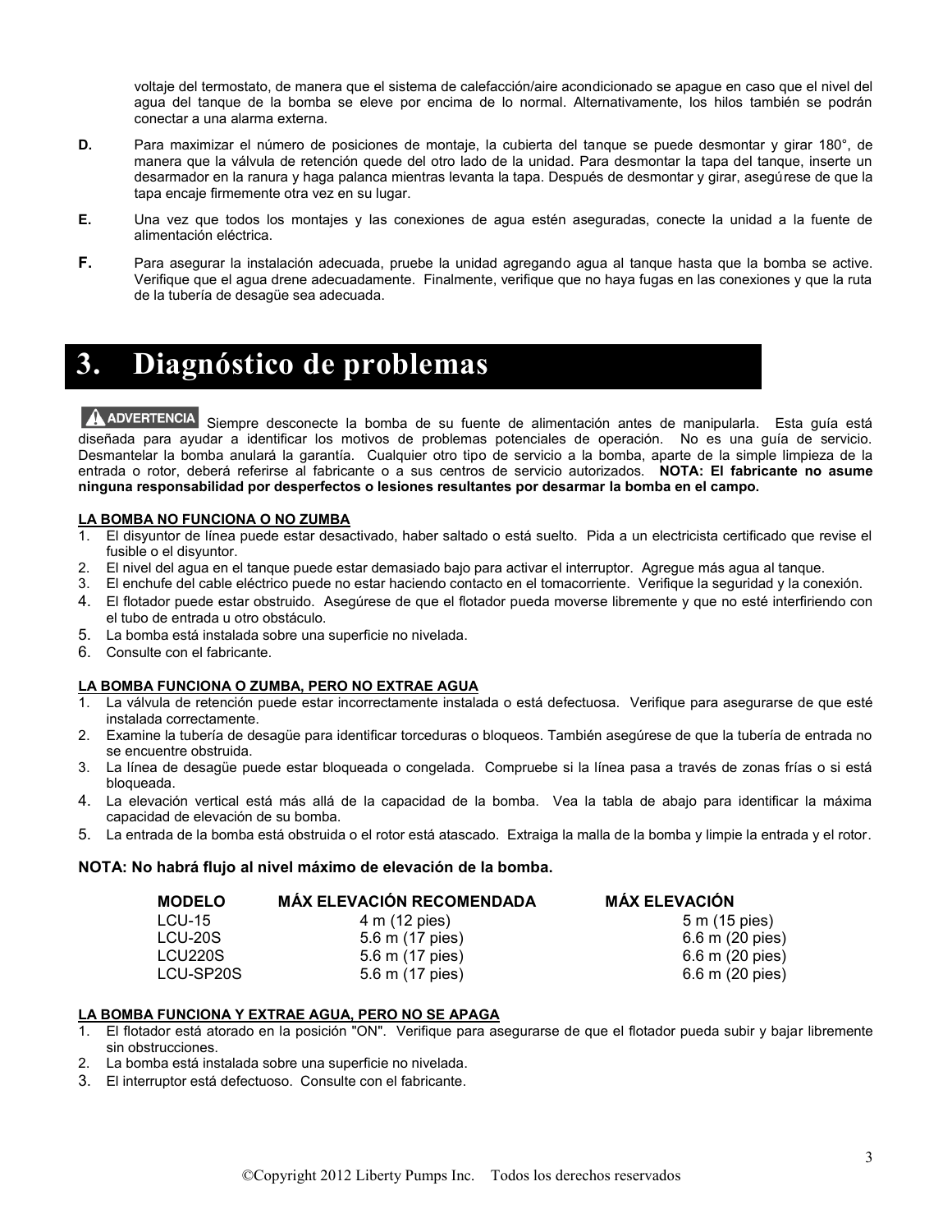voltaje del termostato, de manera que el sistema de calefacción/aire acondicionado se apague en caso que el nivel del agua del tanque de la bomba se eleve por encima de lo normal. Alternativamente, los hilos también se podrán conectar a una alarma externa.

**D.** Para maximizar el número de posiciones de montaje, la cubierta del tanque se puede desmontar y girar 180°, de manera que la válvula de retención quede del otro lado de la unidad. Para desmontar la tapa del tanque, inserte un desarmador en la ranura y haga palanca mientras levanta la tapa. Después de desmontar y girar, asegúrese de que la tapa encaje firmemente otra vez en su lugar.

**E.** Una vez que todos los montajes y las conexiones de agua estén aseguradas, conecte la unidad a la fuente de alimentación eléctrica.

**F.** Para asegurar la instalación adecuada, pruebe la unidad agregando agua al tanque hasta que la bomba se active. Verifique que el agua drene adecuadamente. Finalmente, verifique que no haya fugas en las conexiones y que la ruta de la tubería de desagüe sea adecuada.

# 3. Diagnóstico de problemas

**⚠ ADVERTENCIA** Siempre desconecte la bomba de su fuente de alimentación antes de manipularla. Esta guía está diseñada para ayudar a identificar los motivos de problemas potenciales de operación. No es una guía de servicio. Desmantelar la bomba anulará la garantía. Cualquier otro tipo de servicio a la bomba, aparte de la simple limpieza de la entrada o rotor, deberá referirse al fabricante o a sus centros de servicio autorizados. **NOTA: El fabricante no asume ninguna responsabilidad por desperfectos o lesiones resultantes por desarmar la bomba en el campo.**

**LA BOMBA NO FUNCIONA O NO ZUMBA**

1. El disyuntor de línea puede estar desactivado, haber saltado o está suelto. Pida a un electricista certificado que revise el fusible o el disyuntor.
2. El nivel del agua en el tanque puede estar demasiado bajo para activar el interruptor. Agregue más agua al tanque.
3. El enchufe del cable eléctrico puede no estar haciendo contacto en el tomacorriente. Verifique la seguridad y la conexión.
4. El flotador puede estar obstruido. Asegúrese de que el flotador pueda moverse libremente y que no esté interfiriendo con el tubo de entrada u otro obstáculo.
5. La bomba está instalada sobre una superficie no nivelada.
6. Consulte con el fabricante.

**LA BOMBA FUNCIONA O ZUMBA, PERO NO EXTRAE AGUA**

1. La válvula de retención puede estar incorrectamente instalada o está defectuosa. Verifique para asegurarse de que esté instalada correctamente.
2. Examine la tubería de desagüe para identificar torceduras o bloqueos. También asegúrese de que la tubería de entrada no se encuentre obstruida.
3. La línea de desagüe puede estar bloqueada o congelada. Compruebe si la línea pasa a través de zonas frías o si está bloqueada.
4. La elevación vertical está más allá de la capacidad de la bomba. Vea la tabla de abajo para identificar la máxima capacidad de elevación de su bomba.
5. La entrada de la bomba está obstruida o el rotor está atascado. Extraiga la malla de la bomba y limpie la entrada y el rotor.

**NOTA: No habrá flujo al nivel máximo de elevación de la bomba.**

| MODELO | MÁX ELEVACIÓN RECOMENDADA | MÁX ELEVACIÓN |
|---|---|---|
| LCU-15 | 4 m (12 pies) | 5 m (15 pies) |
| LCU-20S | 5.6 m (17 pies) | 6.6 m (20 pies) |
| LCU220S | 5.6 m (17 pies) | 6.6 m (20 pies) |
| LCU-SP20S | 5.6 m (17 pies) | 6.6 m (20 pies) |

**LA BOMBA FUNCIONA Y EXTRAE AGUA, PERO NO SE APAGA**

1. El flotador está atorado en la posición "ON". Verifique para asegurarse de que el flotador pueda subir y bajar libremente sin obstrucciones.
2. La bomba está instalada sobre una superficie no nivelada.
3. El interruptor está defectuoso. Consulte con el fabricante.

©Copyright 2012 Liberty Pumps Inc. Todos los derechos reservados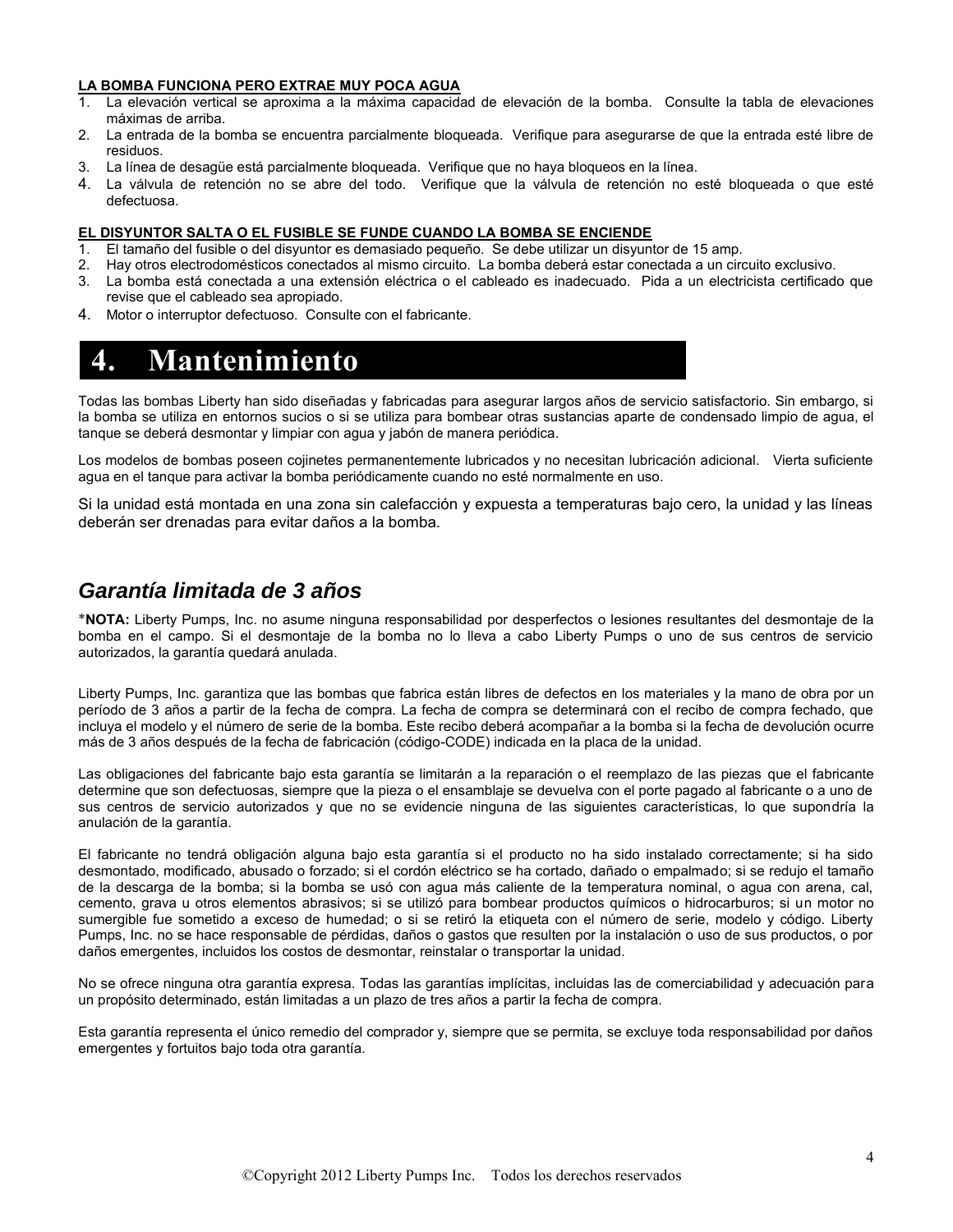**LA BOMBA FUNCIONA PERO EXTRAE MUY POCA AGUA**

1. La elevación vertical se aproxima a la máxima capacidad de elevación de la bomba. Consulte la tabla de elevaciones máximas de arriba.
2. La entrada de la bomba se encuentra parcialmente bloqueada. Verifique para asegurarse de que la entrada esté libre de residuos.
3. La línea de desagüe está parcialmente bloqueada. Verifique que no haya bloqueos en la línea.
4. La válvula de retención no se abre del todo. Verifique que la válvula de retención no esté bloqueada o que esté defectuosa.

**EL DISYUNTOR SALTA O EL FUSIBLE SE FUNDE CUANDO LA BOMBA SE ENCIENDE**

1. El tamaño del fusible o del disyuntor es demasiado pequeño. Se debe utilizar un disyuntor de 15 amp.
2. Hay otros electrodomésticos conectados al mismo circuito. La bomba deberá estar conectada a un circuito exclusivo.
3. La bomba está conectada a una extensión eléctrica o el cableado es inadecuado. Pida a un electricista certificado que revise que el cableado sea apropiado.
4. Motor o interruptor defectuoso. Consulte con el fabricante.

# 4. Mantenimiento

Todas las bombas Liberty han sido diseñadas y fabricadas para asegurar largos años de servicio satisfactorio. Sin embargo, si la bomba se utiliza en entornos sucios o si se utiliza para bombear otras sustancias aparte de condensado limpio de agua, el tanque se deberá desmontar y limpiar con agua y jabón de manera periódica.

Los modelos de bombas poseen cojinetes permanentemente lubricados y no necesitan lubricación adicional. Vierta suficiente agua en el tanque para activar la bomba periódicamente cuando no esté normalmente en uso.

Si la unidad está montada en una zona sin calefacción y expuesta a temperaturas bajo cero, la unidad y las líneas deberán ser drenadas para evitar daños a la bomba.

## *Garantía limitada de 3 años*

\***NOTA:** Liberty Pumps, Inc. no asume ninguna responsabilidad por desperfectos o lesiones resultantes del desmontaje de la bomba en el campo. Si el desmontaje de la bomba no lo lleva a cabo Liberty Pumps o uno de sus centros de servicio autorizados, la garantía quedará anulada.

Liberty Pumps, Inc. garantiza que las bombas que fabrica están libres de defectos en los materiales y la mano de obra por un período de 3 años a partir de la fecha de compra. La fecha de compra se determinará con el recibo de compra fechado, que incluya el modelo y el número de serie de la bomba. Este recibo deberá acompañar a la bomba si la fecha de devolución ocurre más de 3 años después de la fecha de fabricación (código-CODE) indicada en la placa de la unidad.

Las obligaciones del fabricante bajo esta garantía se limitarán a la reparación o el reemplazo de las piezas que el fabricante determine que son defectuosas, siempre que la pieza o el ensamblaje se devuelva con el porte pagado al fabricante o a uno de sus centros de servicio autorizados y que no se evidencie ninguna de las siguientes características, lo que supondría la anulación de la garantía.

El fabricante no tendrá obligación alguna bajo esta garantía si el producto no ha sido instalado correctamente; si ha sido desmontado, modificado, abusado o forzado; si el cordón eléctrico se ha cortado, dañado o empalmado; si se redujo el tamaño de la descarga de la bomba; si la bomba se usó con agua más caliente de la temperatura nominal, o agua con arena, cal, cemento, grava u otros elementos abrasivos; si se utilizó para bombear productos químicos o hidrocarburos; si un motor no sumergible fue sometido a exceso de humedad; o si se retiró la etiqueta con el número de serie, modelo y código. Liberty Pumps, Inc. no se hace responsable de pérdidas, daños o gastos que resulten por la instalación o uso de sus productos, o por daños emergentes, incluidos los costos de desmontar, reinstalar o transportar la unidad.

No se ofrece ninguna otra garantía expresa. Todas las garantías implícitas, incluidas las de comerciabilidad y adecuación para un propósito determinado, están limitadas a un plazo de tres años a partir la fecha de compra.

Esta garantía representa el único remedio del comprador y, siempre que se permita, se excluye toda responsabilidad por daños emergentes y fortuitos bajo toda otra garantía.

©Copyright 2012 Liberty Pumps Inc. Todos los derechos reservados